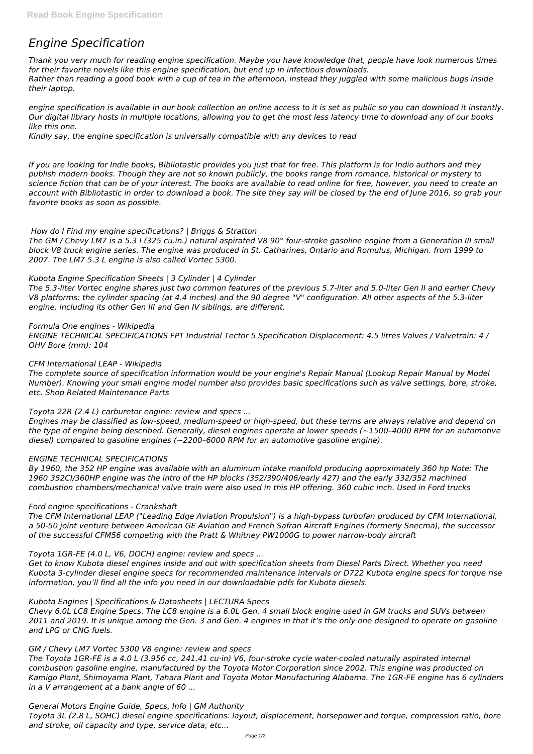# *Engine Specification*

*Thank you very much for reading engine specification. Maybe you have knowledge that, people have look numerous times for their favorite novels like this engine specification, but end up in infectious downloads.*
*Rather than reading a good book with a cup of tea in the afternoon, instead they juggled with some malicious bugs inside their laptop.*

*engine specification is available in our book collection an online access to it is set as public so you can download it instantly. Our digital library hosts in multiple locations, allowing you to get the most less latency time to download any of our books like this one.*
*Kindly say, the engine specification is universally compatible with any devices to read*

*If you are looking for Indie books, Bibliotastic provides you just that for free. This platform is for Indio authors and they publish modern books. Though they are not so known publicly, the books range from romance, historical or mystery to science fiction that can be of your interest. The books are available to read online for free, however, you need to create an account with Bibliotastic in order to download a book. The site they say will be closed by the end of June 2016, so grab your favorite books as soon as possible.*

*How do I Find my engine specifications? | Briggs & Stratton*
*The GM / Chevy LM7 is a 5.3 l (325 cu.in.) natural aspirated V8 90° four-stroke gasoline engine from a Generation III small block V8 truck engine series. The engine was produced in St. Catharines, Ontario and Romulus, Michigan. from 1999 to 2007. The LM7 5.3 L engine is also called Vortec 5300.*

*Kubota Engine Specification Sheets | 3 Cylinder | 4 Cylinder*
*The 5.3-liter Vortec engine shares just two common features of the previous 5.7-liter and 5.0-liter Gen II and earlier Chevy V8 platforms: the cylinder spacing (at 4.4 inches) and the 90 degree "V" configuration. All other aspects of the 5.3-liter engine, including its other Gen III and Gen IV siblings, are different.*

*Formula One engines - Wikipedia*
*ENGINE TECHNICAL SPECIFICATIONS FPT Industrial Tector 5 Specification Displacement: 4.5 litres Valves / Valvetrain: 4 / OHV Bore (mm): 104*

*CFM International LEAP - Wikipedia*
*The complete source of specification information would be your engine's Repair Manual (Lookup Repair Manual by Model Number). Knowing your small engine model number also provides basic specifications such as valve settings, bore, stroke, etc. Shop Related Maintenance Parts*

*Toyota 22R (2.4 L) carburetor engine: review and specs ...*
*Engines may be classified as low-speed, medium-speed or high-speed, but these terms are always relative and depend on the type of engine being described. Generally, diesel engines operate at lower speeds (~1500–4000 RPM for an automotive diesel) compared to gasoline engines (~2200–6000 RPM for an automotive gasoline engine).*

*ENGINE TECHNICAL SPECIFICATIONS*
*By 1960, the 352 HP engine was available with an aluminum intake manifold producing approximately 360 hp Note: The 1960 352CI/360HP engine was the intro of the HP blocks (352/390/406/early 427) and the early 332/352 machined combustion chambers/mechanical valve train were also used in this HP offering. 360 cubic inch. Used in Ford trucks*

*Ford engine specifications - Crankshaft*
*The CFM International LEAP ("Leading Edge Aviation Propulsion") is a high-bypass turbofan produced by CFM International, a 50-50 joint venture between American GE Aviation and French Safran Aircraft Engines (formerly Snecma), the successor of the successful CFM56 competing with the Pratt & Whitney PW1000G to power narrow-body aircraft*

*Toyota 1GR-FE (4.0 L, V6, DOCH) engine: review and specs ...*
*Get to know Kubota diesel engines inside and out with specification sheets from Diesel Parts Direct. Whether you need Kubota 3-cylinder diesel engine specs for recommended maintenance intervals or D722 Kubota engine specs for torque rise information, you'll find all the info you need in our downloadable pdfs for Kubota diesels.*

*Kubota Engines | Specifications & Datasheets | LECTURA Specs*
*Chevy 6.0L LC8 Engine Specs. The LC8 engine is a 6.0L Gen. 4 small block engine used in GM trucks and SUVs between 2011 and 2019. It is unique among the Gen. 3 and Gen. 4 engines in that it's the only one designed to operate on gasoline and LPG or CNG fuels.*

*GM / Chevy LM7 Vortec 5300 V8 engine: review and specs*
*The Toyota 1GR-FE is a 4.0 L (3,956 cc, 241.41 cu·in) V6, four-stroke cycle water-cooled naturally aspirated internal combustion gasoline engine, manufactured by the Toyota Motor Corporation since 2002. This engine was producted on Kamigo Plant, Shimoyama Plant, Tahara Plant and Toyota Motor Manufacturing Alabama. The 1GR-FE engine has 6 cylinders in a V arrangement at a bank angle of 60 ...*

*General Motors Engine Guide, Specs, Info | GM Authority*
*Toyota 3L (2.8 L, SOHC) diesel engine specifications: layout, displacement, horsepower and torque, compression ratio, bore and stroke, oil capacity and type, service data, etc...*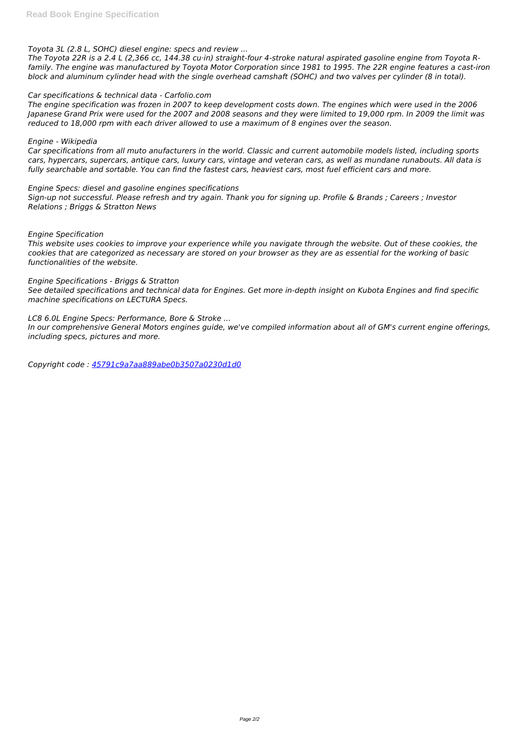*Toyota 3L (2.8 L, SOHC) diesel engine: specs and review ...*

*The Toyota 22R is a 2.4 L (2,366 cc, 144.38 cu·in) straight-four 4-stroke natural aspirated gasoline engine from Toyota R-family. The engine was manufactured by Toyota Motor Corporation since 1981 to 1995. The 22R engine features a cast-iron block and aluminum cylinder head with the single overhead camshaft (SOHC) and two valves per cylinder (8 in total).*

*Car specifications & technical data - Carfolio.com*

*The engine specification was frozen in 2007 to keep development costs down. The engines which were used in the 2006 Japanese Grand Prix were used for the 2007 and 2008 seasons and they were limited to 19,000 rpm. In 2009 the limit was reduced to 18,000 rpm with each driver allowed to use a maximum of 8 engines over the season.*

*Engine - Wikipedia*

*Car specifications from all muto anufacturers in the world. Classic and current automobile models listed, including sports cars, hypercars, supercars, antique cars, luxury cars, vintage and veteran cars, as well as mundane runabouts. All data is fully searchable and sortable. You can find the fastest cars, heaviest cars, most fuel efficient cars and more.*

*Engine Specs: diesel and gasoline engines specifications*

*Sign-up not successful. Please refresh and try again. Thank you for signing up. Profile & Brands ; Careers ; Investor Relations ; Briggs & Stratton News*

*Engine Specification*

*This website uses cookies to improve your experience while you navigate through the website. Out of these cookies, the cookies that are categorized as necessary are stored on your browser as they are as essential for the working of basic functionalities of the website.*

*Engine Specifications - Briggs & Stratton*

*See detailed specifications and technical data for Engines. Get more in-depth insight on Kubota Engines and find specific machine specifications on LECTURA Specs.*

*LC8 6.0L Engine Specs: Performance, Bore & Stroke ...*

*In our comprehensive General Motors engines guide, we've compiled information about all of GM's current engine offerings, including specs, pictures and more.*

*Copyright code : 45791c9a7aa889abe0b3507a0230d1d0*